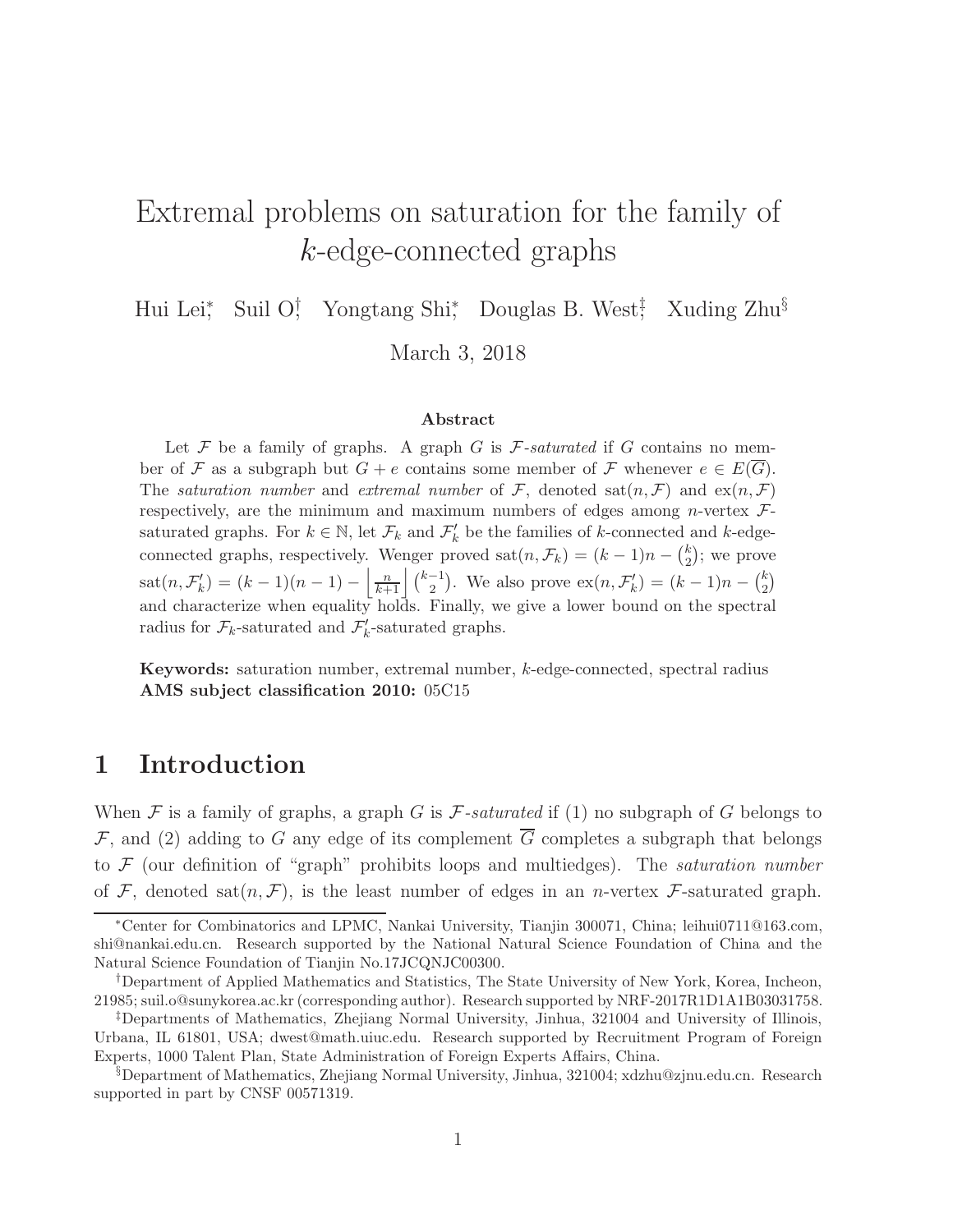# Extremal problems on saturation for the family of $k$-edge-connected graphs

Hui Lei[*], Suil O[†], Yongtang Shi[*], Douglas B. West[‡], Xuding Zhu[§]

March 3, 2018

### Abstract

Let $\mathcal{F}$ be a family of graphs. A graph $G$ is $\mathcal{F}$-*saturated* if $G$ contains no member of $\mathcal{F}$ as a subgraph but $G + e$ contains some member of $\mathcal{F}$ whenever $e \in E(\overline{G})$. The *saturation number* and *extremal number* of $\mathcal{F}$, denoted $\text{sat}(n, \mathcal{F})$ and $\text{ex}(n, \mathcal{F})$ respectively, are the minimum and maximum numbers of edges among $n$-vertex $\mathcal{F}$-saturated graphs. For $k \in \mathbb{N}$, let $\mathcal{F}_k$ and $\mathcal{F}'_k$ be the families of $k$-connected and $k$-edge-connected graphs, respectively. Wenger proved $\text{sat}(n, \mathcal{F}_k) = (k-1)n - \binom{k}{2}$; we prove $\text{sat}(n, \mathcal{F}'_k) = (k-1)(n-1) - \left\lfloor \frac{n}{k+1} \right\rfloor \binom{k-1}{2}$. We also prove $\text{ex}(n, \mathcal{F}'_k) = (k-1)n - \binom{k}{2}$ and characterize when equality holds. Finally, we give a lower bound on the spectral radius for $\mathcal{F}_k$-saturated and $\mathcal{F}'_k$-saturated graphs.

**Keywords:** saturation number, extremal number, $k$-edge-connected, spectral radius
**AMS subject classification 2010:** 05C15

## 1 Introduction

When $\mathcal{F}$ is a family of graphs, a graph $G$ is $\mathcal{F}$-*saturated* if (1) no subgraph of $G$ belongs to $\mathcal{F}$, and (2) adding to $G$ any edge of its complement $\overline{G}$ completes a subgraph that belongs to $\mathcal{F}$ (our definition of "graph" prohibits loops and multiedges). The *saturation number* of $\mathcal{F}$, denoted $\text{sat}(n, \mathcal{F})$, is the least number of edges in an $n$-vertex $\mathcal{F}$-saturated graph.

---

[*]Center for Combinatorics and LPMC, Nankai University, Tianjin 300071, China; leihui0711@163.com, shi@nankai.edu.cn. Research supported by the National Natural Science Foundation of China and the Natural Science Foundation of Tianjin No.17JCQNJC00300.

[†]Department of Applied Mathematics and Statistics, The State University of New York, Korea, Incheon, 21985; suil.o@sunykorea.ac.kr (corresponding author). Research supported by NRF-2017R1D1A1B03031758.

[‡]Departments of Mathematics, Zhejiang Normal University, Jinhua, 321004 and University of Illinois, Urbana, IL 61801, USA; dwest@math.uiuc.edu. Research supported by Recruitment Program of Foreign Experts, 1000 Talent Plan, State Administration of Foreign Experts Affairs, China.

[§]Department of Mathematics, Zhejiang Normal University, Jinhua, 321004; xdzhu@zjnu.edu.cn. Research supported in part by CNSF 00571319.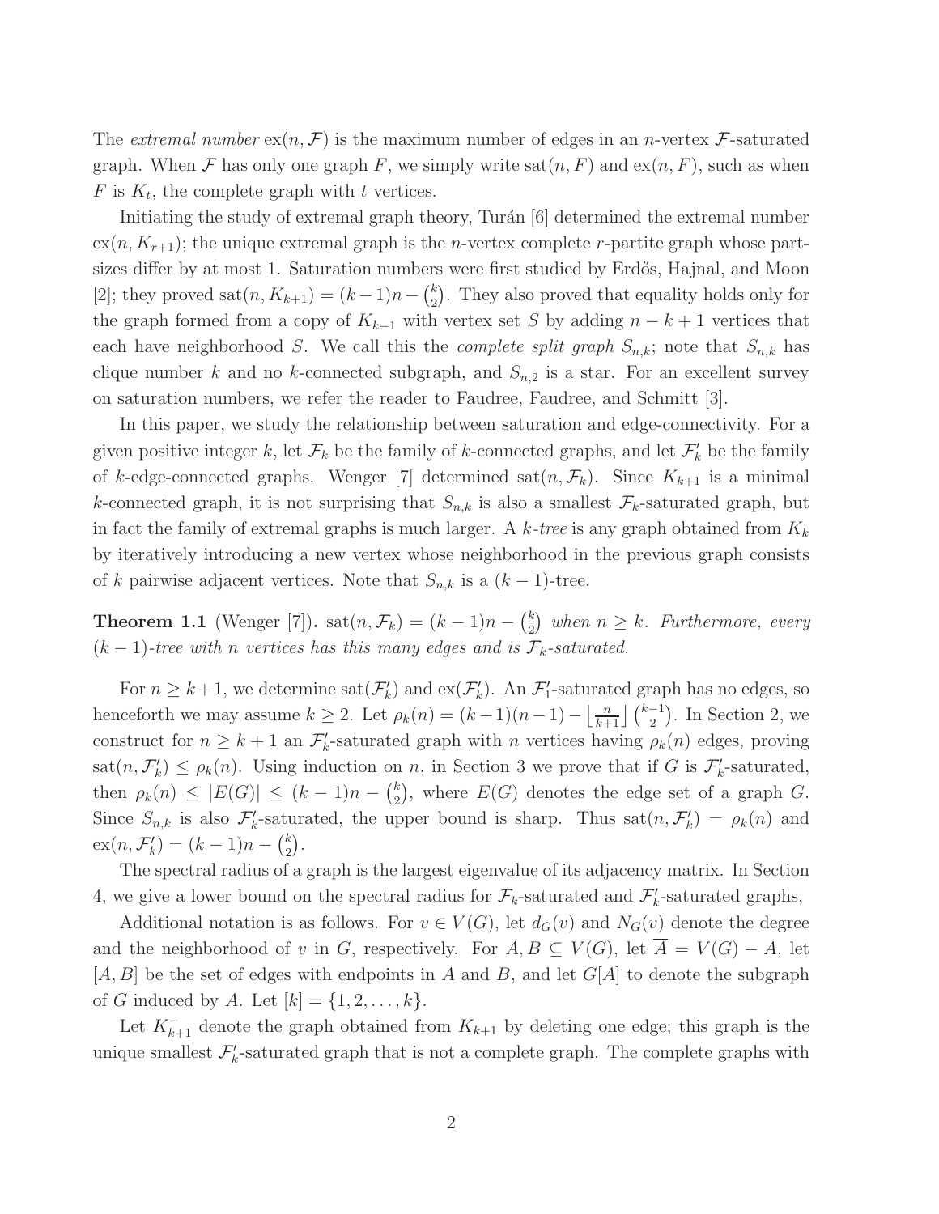The *extremal number* $\mathrm{ex}(n, \mathcal{F})$ is the maximum number of edges in an $n$-vertex $\mathcal{F}$-saturated graph. When $\mathcal{F}$ has only one graph $F$, we simply write $\mathrm{sat}(n, F)$ and $\mathrm{ex}(n, F)$, such as when $F$ is $K_t$, the complete graph with $t$ vertices.

Initiating the study of extremal graph theory, Turán [6] determined the extremal number $\mathrm{ex}(n, K_{r+1})$; the unique extremal graph is the $n$-vertex complete $r$-partite graph whose part-sizes differ by at most 1. Saturation numbers were first studied by Erdős, Hajnal, and Moon [2]; they proved $\mathrm{sat}(n, K_{k+1}) = (k-1)n - \binom{k}{2}$. They also proved that equality holds only for the graph formed from a copy of $K_{k-1}$ with vertex set $S$ by adding $n-k+1$ vertices that each have neighborhood $S$. We call this the *complete split graph* $S_{n,k}$; note that $S_{n,k}$ has clique number $k$ and no $k$-connected subgraph, and $S_{n,2}$ is a star. For an excellent survey on saturation numbers, we refer the reader to Faudree, Faudree, and Schmitt [3].

In this paper, we study the relationship between saturation and edge-connectivity. For a given positive integer $k$, let $\mathcal{F}_k$ be the family of $k$-connected graphs, and let $\mathcal{F}'_k$ be the family of $k$-edge-connected graphs. Wenger [7] determined $\mathrm{sat}(n, \mathcal{F}_k)$. Since $K_{k+1}$ is a minimal $k$-connected graph, it is not surprising that $S_{n,k}$ is also a smallest $\mathcal{F}_k$-saturated graph, but in fact the family of extremal graphs is much larger. A *$k$-tree* is any graph obtained from $K_k$ by iteratively introducing a new vertex whose neighborhood in the previous graph consists of $k$ pairwise adjacent vertices. Note that $S_{n,k}$ is a $(k-1)$-tree.

**Theorem 1.1** (Wenger [7]). *$\mathrm{sat}(n, \mathcal{F}_k) = (k-1)n - \binom{k}{2}$ when $n \geq k$. Furthermore, every $(k-1)$-tree with $n$ vertices has this many edges and is $\mathcal{F}_k$-saturated.*

For $n \geq k+1$, we determine $\mathrm{sat}(\mathcal{F}'_k)$ and $\mathrm{ex}(\mathcal{F}'_k)$. An $\mathcal{F}'_1$-saturated graph has no edges, so henceforth we may assume $k \geq 2$. Let $\rho_k(n) = (k-1)(n-1) - \left\lfloor \frac{n}{k+1} \right\rfloor \binom{k-1}{2}$. In Section 2, we construct for $n \geq k+1$ an $\mathcal{F}'_k$-saturated graph with $n$ vertices having $\rho_k(n)$ edges, proving $\mathrm{sat}(n, \mathcal{F}'_k) \leq \rho_k(n)$. Using induction on $n$, in Section 3 we prove that if $G$ is $\mathcal{F}'_k$-saturated, then $\rho_k(n) \leq |E(G)| \leq (k-1)n - \binom{k}{2}$, where $E(G)$ denotes the edge set of a graph $G$. Since $S_{n,k}$ is also $\mathcal{F}'_k$-saturated, the upper bound is sharp. Thus $\mathrm{sat}(n, \mathcal{F}'_k) = \rho_k(n)$ and $\mathrm{ex}(n, \mathcal{F}'_k) = (k-1)n - \binom{k}{2}$.

The spectral radius of a graph is the largest eigenvalue of its adjacency matrix. In Section 4, we give a lower bound on the spectral radius for $\mathcal{F}_k$-saturated and $\mathcal{F}'_k$-saturated graphs,

Additional notation is as follows. For $v \in V(G)$, let $d_G(v)$ and $N_G(v)$ denote the degree and the neighborhood of $v$ in $G$, respectively. For $A, B \subseteq V(G)$, let $\overline{A} = V(G) - A$, let $[A, B]$ be the set of edges with endpoints in $A$ and $B$, and let $G[A]$ to denote the subgraph of $G$ induced by $A$. Let $[k] = \{1, 2, \ldots, k\}$.

Let $K_{k+1}^-$ denote the graph obtained from $K_{k+1}$ by deleting one edge; this graph is the unique smallest $\mathcal{F}'_k$-saturated graph that is not a complete graph. The complete graphs with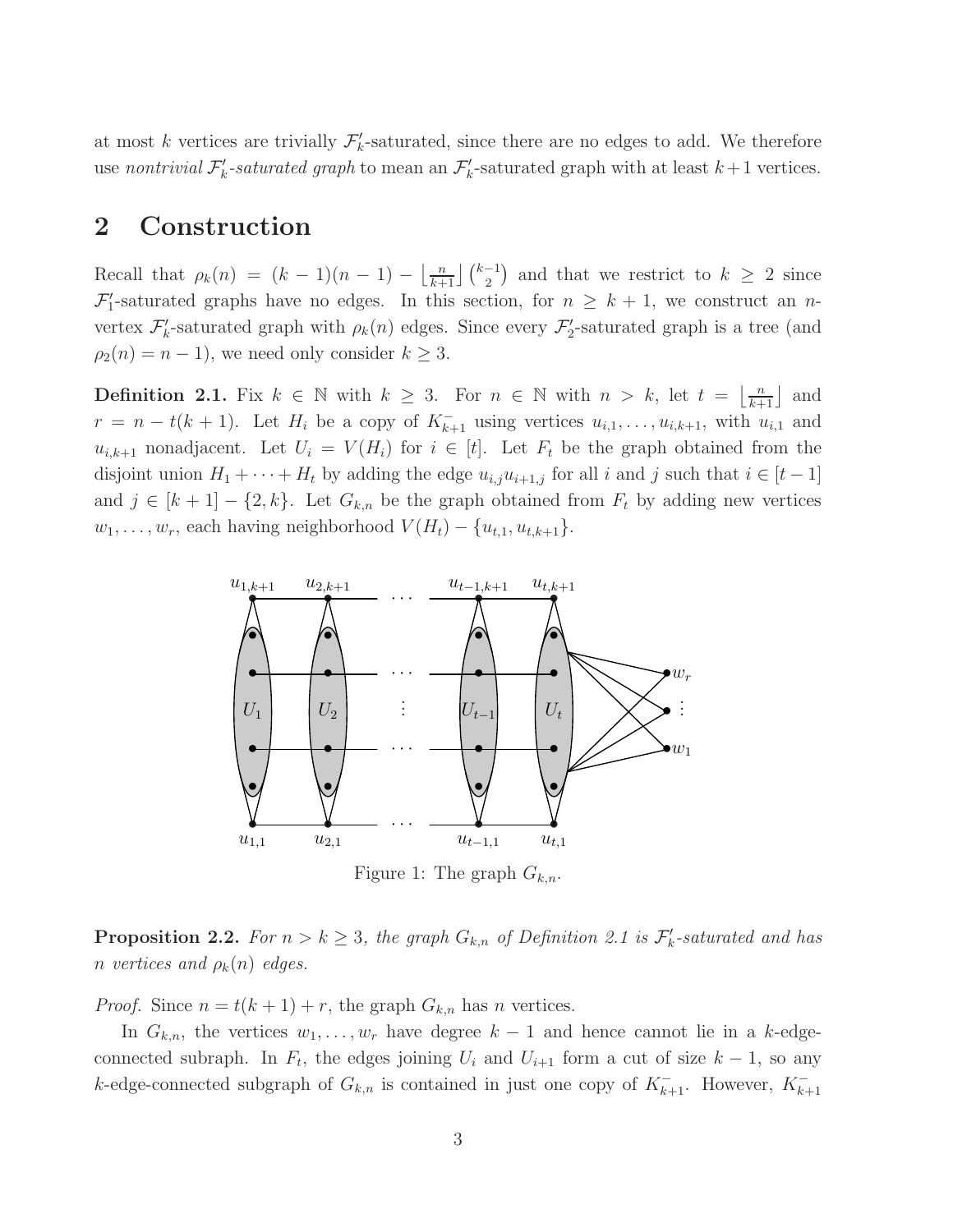at most $k$ vertices are trivially $\mathcal{F}_k'$-saturated, since there are no edges to add. We therefore use *nontrivial $\mathcal{F}_k'$-saturated graph* to mean an $\mathcal{F}_k'$-saturated graph with at least $k+1$ vertices.

## 2 Construction

Recall that $\rho_k(n) = (k-1)(n-1) - \left\lfloor \frac{n}{k+1} \right\rfloor \binom{k-1}{2}$ and that we restrict to $k \geq 2$ since $\mathcal{F}_1'$-saturated graphs have no edges. In this section, for $n \geq k+1$, we construct an $n$-vertex $\mathcal{F}_k'$-saturated graph with $\rho_k(n)$ edges. Since every $\mathcal{F}_2'$-saturated graph is a tree (and $\rho_2(n) = n-1$), we need only consider $k \geq 3$.

**Definition 2.1.** Fix $k \in \mathbb{N}$ with $k \geq 3$. For $n \in \mathbb{N}$ with $n > k$, let $t = \left\lfloor \frac{n}{k+1} \right\rfloor$ and $r = n - t(k+1)$. Let $H_i$ be a copy of $K_{k+1}^-$ using vertices $u_{i,1}, \ldots, u_{i,k+1}$, with $u_{i,1}$ and $u_{i,k+1}$ nonadjacent. Let $U_i = V(H_i)$ for $i \in [t]$. Let $F_t$ be the graph obtained from the disjoint union $H_1 + \cdots + H_t$ by adding the edge $u_{i,j}u_{i+1,j}$ for all $i$ and $j$ such that $i \in [t-1]$ and $j \in [k+1] - \{2, k\}$. Let $G_{k,n}$ be the graph obtained from $F_t$ by adding new vertices $w_1, \ldots, w_r$, each having neighborhood $V(H_t) - \{u_{t,1}, u_{t,k+1}\}$.

Figure 1: The graph $G_{k,n}$.

**Proposition 2.2.** *For $n > k \geq 3$, the graph $G_{k,n}$ of Definition 2.1 is $\mathcal{F}_k'$-saturated and has $n$ vertices and $\rho_k(n)$ edges.*

*Proof.* Since $n = t(k+1) + r$, the graph $G_{k,n}$ has $n$ vertices.

In $G_{k,n}$, the vertices $w_1, \ldots, w_r$ have degree $k-1$ and hence cannot lie in a $k$-edge-connected subraph. In $F_t$, the edges joining $U_i$ and $U_{i+1}$ form a cut of size $k-1$, so any $k$-edge-connected subgraph of $G_{k,n}$ is contained in just one copy of $K_{k+1}^-$. However, $K_{k+1}^-$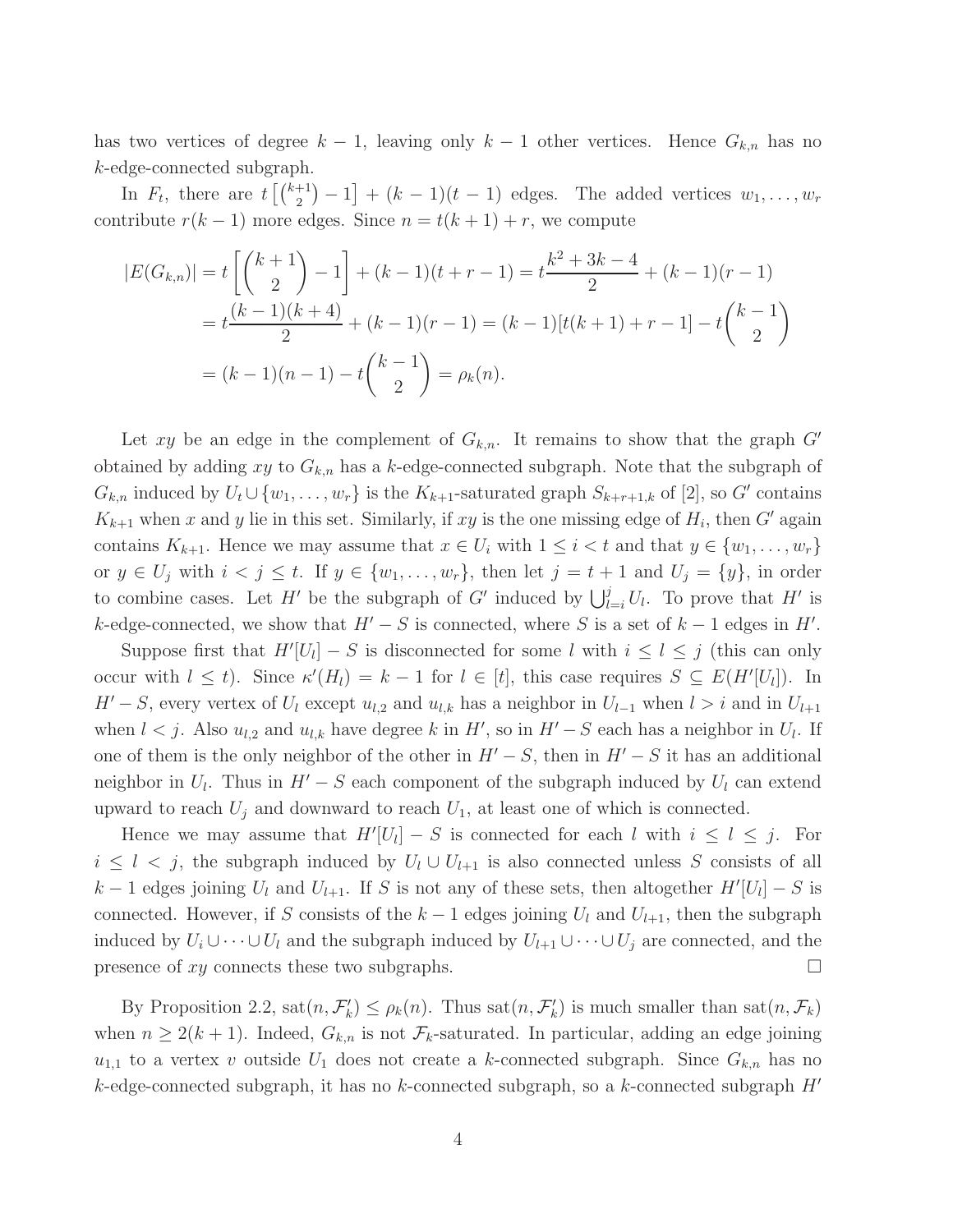has two vertices of degree $k-1$, leaving only $k-1$ other vertices. Hence $G_{k,n}$ has no $k$-edge-connected subgraph.

In $F_t$, there are $t\left[\binom{k+1}{2}-1\right]+(k-1)(t-1)$ edges. The added vertices $w_1,\ldots,w_r$ contribute $r(k-1)$ more edges. Since $n=t(k+1)+r$, we compute

$$
\begin{aligned}
|E(G_{k,n})| &= t\left[\binom{k+1}{2}-1\right]+(k-1)(t+r-1)=t\frac{k^2+3k-4}{2}+(k-1)(r-1)\\
&= t\frac{(k-1)(k+4)}{2}+(k-1)(r-1)=(k-1)[t(k+1)+r-1]-t\binom{k-1}{2}\\
&= (k-1)(n-1)-t\binom{k-1}{2}=\rho_k(n).
\end{aligned}
$$

Let $xy$ be an edge in the complement of $G_{k,n}$. It remains to show that the graph $G'$ obtained by adding $xy$ to $G_{k,n}$ has a $k$-edge-connected subgraph. Note that the subgraph of $G_{k,n}$ induced by $U_t\cup\{w_1,\ldots,w_r\}$ is the $K_{k+1}$-saturated graph $S_{k+r+1,k}$ of [2], so $G'$ contains $K_{k+1}$ when $x$ and $y$ lie in this set. Similarly, if $xy$ is the one missing edge of $H_i$, then $G'$ again contains $K_{k+1}$. Hence we may assume that $x\in U_i$ with $1\le i<t$ and that $y\in\{w_1,\ldots,w_r\}$ or $y\in U_j$ with $i<j\le t$. If $y\in\{w_1,\ldots,w_r\}$, then let $j=t+1$ and $U_j=\{y\}$, in order to combine cases. Let $H'$ be the subgraph of $G'$ induced by $\bigcup_{l=i}^{j}U_l$. To prove that $H'$ is $k$-edge-connected, we show that $H'-S$ is connected, where $S$ is a set of $k-1$ edges in $H'$.

Suppose first that $H'[U_l]-S$ is disconnected for some $l$ with $i\le l\le j$ (this can only occur with $l\le t$). Since $\kappa'(H_l)=k-1$ for $l\in[t]$, this case requires $S\subseteq E(H'[U_l])$. In $H'-S$, every vertex of $U_l$ except $u_{l,2}$ and $u_{l,k}$ has a neighbor in $U_{l-1}$ when $l>i$ and in $U_{l+1}$ when $l<j$. Also $u_{l,2}$ and $u_{l,k}$ have degree $k$ in $H'$, so in $H'-S$ each has a neighbor in $U_l$. If one of them is the only neighbor of the other in $H'-S$, then in $H'-S$ it has an additional neighbor in $U_l$. Thus in $H'-S$ each component of the subgraph induced by $U_l$ can extend upward to reach $U_j$ and downward to reach $U_1$, at least one of which is connected.

Hence we may assume that $H'[U_l]-S$ is connected for each $l$ with $i\le l\le j$. For $i\le l<j$, the subgraph induced by $U_l\cup U_{l+1}$ is also connected unless $S$ consists of all $k-1$ edges joining $U_l$ and $U_{l+1}$. If $S$ is not any of these sets, then altogether $H'[U_l]-S$ is connected. However, if $S$ consists of the $k-1$ edges joining $U_l$ and $U_{l+1}$, then the subgraph induced by $U_i\cup\cdots\cup U_l$ and the subgraph induced by $U_{l+1}\cup\cdots\cup U_j$ are connected, and the presence of $xy$ connects these two subgraphs. $\square$

By Proposition 2.2, $\mathrm{sat}(n,\mathcal{F}_k')\le\rho_k(n)$. Thus $\mathrm{sat}(n,\mathcal{F}_k')$ is much smaller than $\mathrm{sat}(n,\mathcal{F}_k)$ when $n\ge 2(k+1)$. Indeed, $G_{k,n}$ is not $\mathcal{F}_k$-saturated. In particular, adding an edge joining $u_{1,1}$ to a vertex $v$ outside $U_1$ does not create a $k$-connected subgraph. Since $G_{k,n}$ has no $k$-edge-connected subgraph, it has no $k$-connected subgraph, so a $k$-connected subgraph $H'$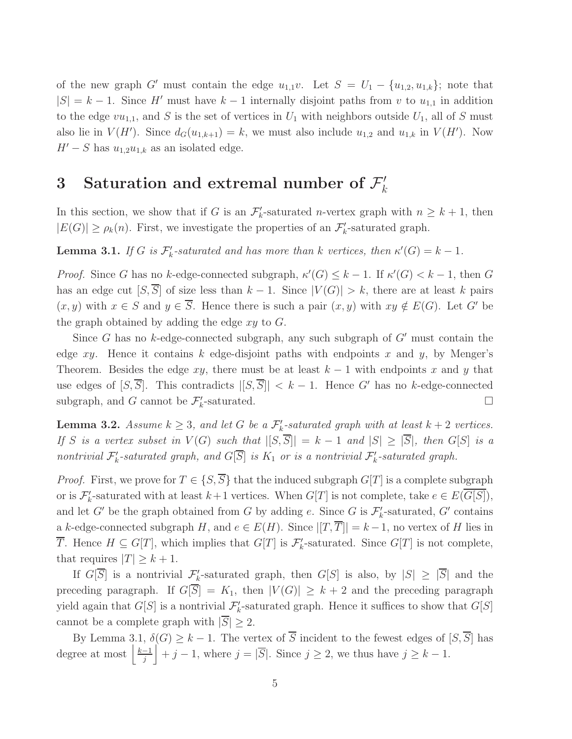of the new graph $G'$ must contain the edge $u_{1,1}v$. Let $S = U_1 - \{u_{1,2}, u_{1,k}\}$; note that $|S| = k-1$. Since $H'$ must have $k-1$ internally disjoint paths from $v$ to $u_{1,1}$ in addition to the edge $vu_{1,1}$, and $S$ is the set of vertices in $U_1$ with neighbors outside $U_1$, all of $S$ must also lie in $V(H')$. Since $d_G(u_{1,k+1}) = k$, we must also include $u_{1,2}$ and $u_{1,k}$ in $V(H')$. Now $H' - S$ has $u_{1,2}u_{1,k}$ as an isolated edge.

# 3 Saturation and extremal number of $\mathcal{F}'_k$

In this section, we show that if $G$ is an $\mathcal{F}'_k$-saturated $n$-vertex graph with $n \geq k+1$, then $|E(G)| \geq \rho_k(n)$. First, we investigate the properties of an $\mathcal{F}'_k$-saturated graph.

**Lemma 3.1.** *If $G$ is $\mathcal{F}'_k$-saturated and has more than $k$ vertices, then $\kappa'(G) = k-1$.*

*Proof.* Since $G$ has no $k$-edge-connected subgraph, $\kappa'(G) \leq k-1$. If $\kappa'(G) < k-1$, then $G$ has an edge cut $[S, \overline{S}]$ of size less than $k-1$. Since $|V(G)| > k$, there are at least $k$ pairs $(x, y)$ with $x \in S$ and $y \in \overline{S}$. Hence there is such a pair $(x, y)$ with $xy \notin E(G)$. Let $G'$ be the graph obtained by adding the edge $xy$ to $G$.

Since $G$ has no $k$-edge-connected subgraph, any such subgraph of $G'$ must contain the edge $xy$. Hence it contains $k$ edge-disjoint paths with endpoints $x$ and $y$, by Menger's Theorem. Besides the edge $xy$, there must be at least $k-1$ with endpoints $x$ and $y$ that use edges of $[S, \overline{S}]$. This contradicts $|[S, \overline{S}]| < k-1$. Hence $G'$ has no $k$-edge-connected subgraph, and $G$ cannot be $\mathcal{F}'_k$-saturated. $\square$

**Lemma 3.2.** *Assume $k \geq 3$, and let $G$ be a $\mathcal{F}'_k$-saturated graph with at least $k+2$ vertices. If $S$ is a vertex subset in $V(G)$ such that $|[S, \overline{S}]| = k-1$ and $|S| \geq |\overline{S}|$, then $G[S]$ is a nontrivial $\mathcal{F}'_k$-saturated graph, and $G[\overline{S}]$ is $K_1$ or is a nontrivial $\mathcal{F}'_k$-saturated graph.*

*Proof.* First, we prove for $T \in \{S, \overline{S}\}$ that the induced subgraph $G[T]$ is a complete subgraph or is $\mathcal{F}'_k$-saturated with at least $k+1$ vertices. When $G[T]$ is not complete, take $e \in E(\overline{G[S]})$, and let $G'$ be the graph obtained from $G$ by adding $e$. Since $G$ is $\mathcal{F}'_k$-saturated, $G'$ contains a $k$-edge-connected subgraph $H$, and $e \in E(H)$. Since $|[T, \overline{T}]| = k-1$, no vertex of $H$ lies in $\overline{T}$. Hence $H \subseteq G[T]$, which implies that $G[T]$ is $\mathcal{F}'_k$-saturated. Since $G[T]$ is not complete, that requires $|T| \geq k+1$.

If $G[\overline{S}]$ is a nontrivial $\mathcal{F}'_k$-saturated graph, then $G[S]$ is also, by $|S| \geq |\overline{S}|$ and the preceding paragraph. If $G[\overline{S}] = K_1$, then $|V(G)| \geq k+2$ and the preceding paragraph yield again that $G[S]$ is a nontrivial $\mathcal{F}'_k$-saturated graph. Hence it suffices to show that $G[S]$ cannot be a complete graph with $|\overline{S}| \geq 2$.

By Lemma 3.1, $\delta(G) \geq k-1$. The vertex of $\overline{S}$ incident to the fewest edges of $[S, \overline{S}]$ has degree at most $\left\lfloor \frac{k-1}{j} \right\rfloor + j - 1$, where $j = |\overline{S}|$. Since $j \geq 2$, we thus have $j \geq k-1$.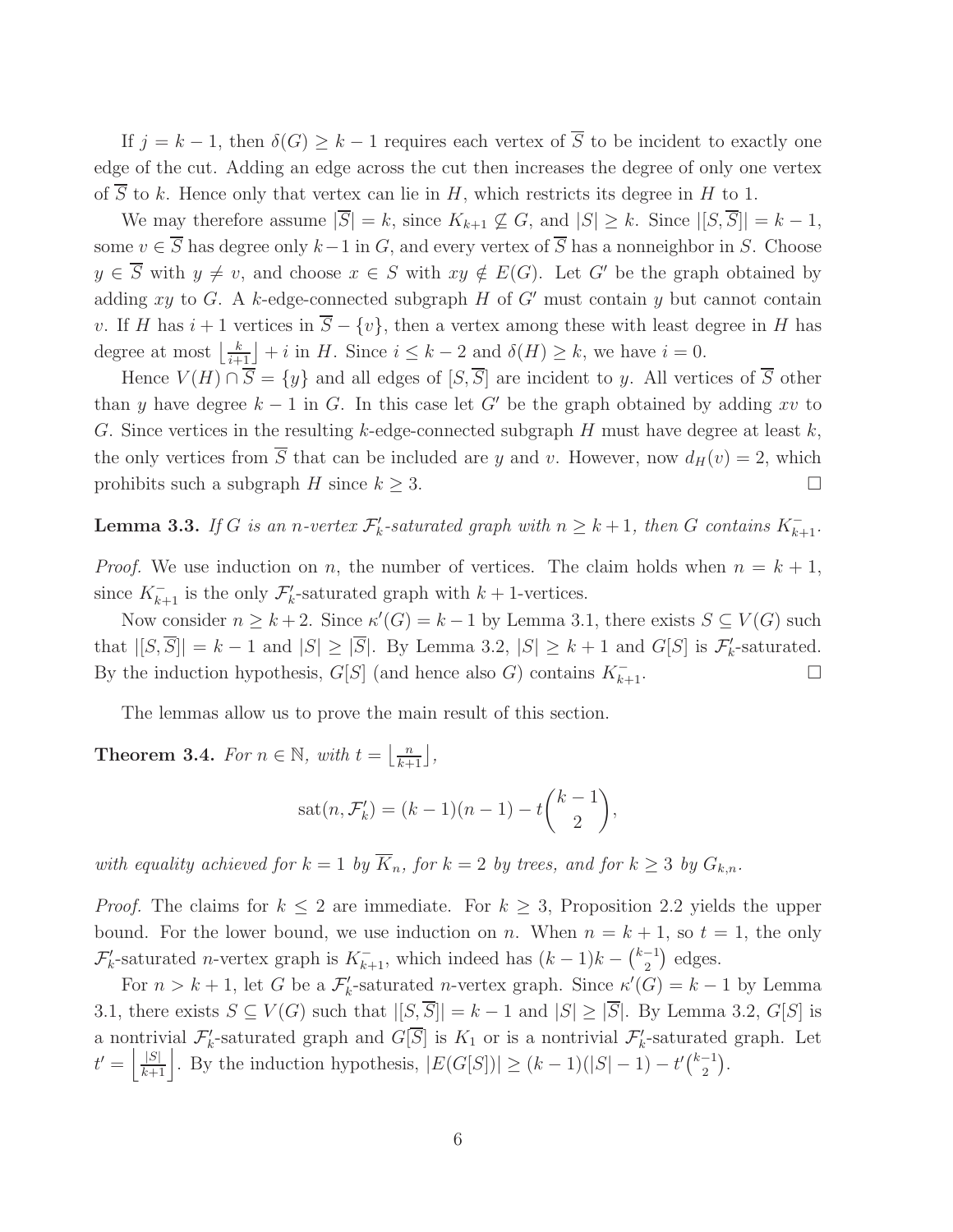If $j = k-1$, then $\delta(G) \ge k-1$ requires each vertex of $\overline{S}$ to be incident to exactly one edge of the cut. Adding an edge across the cut then increases the degree of only one vertex of $\overline{S}$ to $k$. Hence only that vertex can lie in $H$, which restricts its degree in $H$ to 1.

We may therefore assume $|\overline{S}| = k$, since $K_{k+1} \not\subseteq G$, and $|S| \ge k$. Since $|[S,\overline{S}]| = k-1$, some $v \in \overline{S}$ has degree only $k-1$ in $G$, and every vertex of $\overline{S}$ has a nonneighbor in $S$. Choose $y \in \overline{S}$ with $y \ne v$, and choose $x \in S$ with $xy \notin E(G)$. Let $G'$ be the graph obtained by adding $xy$ to $G$. A $k$-edge-connected subgraph $H$ of $G'$ must contain $y$ but cannot contain $v$. If $H$ has $i+1$ vertices in $\overline{S} - \{v\}$, then a vertex among these with least degree in $H$ has degree at most $\lfloor \frac{k}{i+1} \rfloor + i$ in $H$. Since $i \le k-2$ and $\delta(H) \ge k$, we have $i = 0$.

Hence $V(H) \cap \overline{S} = \{y\}$ and all edges of $[S,\overline{S}]$ are incident to $y$. All vertices of $\overline{S}$ other than $y$ have degree $k-1$ in $G$. In this case let $G'$ be the graph obtained by adding $xv$ to $G$. Since vertices in the resulting $k$-edge-connected subgraph $H$ must have degree at least $k$, the only vertices from $\overline{S}$ that can be included are $y$ and $v$. However, now $d_H(v) = 2$, which prohibits such a subgraph $H$ since $k \ge 3$. □

**Lemma 3.3.** *If $G$ is an $n$-vertex $\mathcal{F}'_k$-saturated graph with $n \ge k+1$, then $G$ contains $K^-_{k+1}$.*

*Proof.* We use induction on $n$, the number of vertices. The claim holds when $n = k+1$, since $K^-_{k+1}$ is the only $\mathcal{F}'_k$-saturated graph with $k+1$-vertices.

Now consider $n \ge k+2$. Since $\kappa'(G) = k-1$ by Lemma 3.1, there exists $S \subseteq V(G)$ such that $|[S,\overline{S}]| = k-1$ and $|S| \ge |\overline{S}|$. By Lemma 3.2, $|S| \ge k+1$ and $G[S]$ is $\mathcal{F}'_k$-saturated. By the induction hypothesis, $G[S]$ (and hence also $G$) contains $K^-_{k+1}$. □

The lemmas allow us to prove the main result of this section.

**Theorem 3.4.** *For $n \in \mathbb{N}$, with $t = \lfloor \frac{n}{k+1} \rfloor$,*

$$\mathrm{sat}(n, \mathcal{F}'_k) = (k-1)(n-1) - t\binom{k-1}{2},$$

*with equality achieved for $k = 1$ by $\overline{K}_n$, for $k = 2$ by trees, and for $k \ge 3$ by $G_{k,n}$.*

*Proof.* The claims for $k \le 2$ are immediate. For $k \ge 3$, Proposition 2.2 yields the upper bound. For the lower bound, we use induction on $n$. When $n = k+1$, so $t = 1$, the only $\mathcal{F}'_k$-saturated $n$-vertex graph is $K^-_{k+1}$, which indeed has $(k-1)k - \binom{k-1}{2}$ edges.

For $n > k+1$, let $G$ be a $\mathcal{F}'_k$-saturated $n$-vertex graph. Since $\kappa'(G) = k-1$ by Lemma 3.1, there exists $S \subseteq V(G)$ such that $|[S,\overline{S}]| = k-1$ and $|S| \ge |\overline{S}|$. By Lemma 3.2, $G[S]$ is a nontrivial $\mathcal{F}'_k$-saturated graph and $G[\overline{S}]$ is $K_1$ or is a nontrivial $\mathcal{F}'_k$-saturated graph. Let $t' = \left\lfloor \frac{|S|}{k+1} \right\rfloor$. By the induction hypothesis, $|E(G[S])| \ge (k-1)(|S|-1) - t'\binom{k-1}{2}$.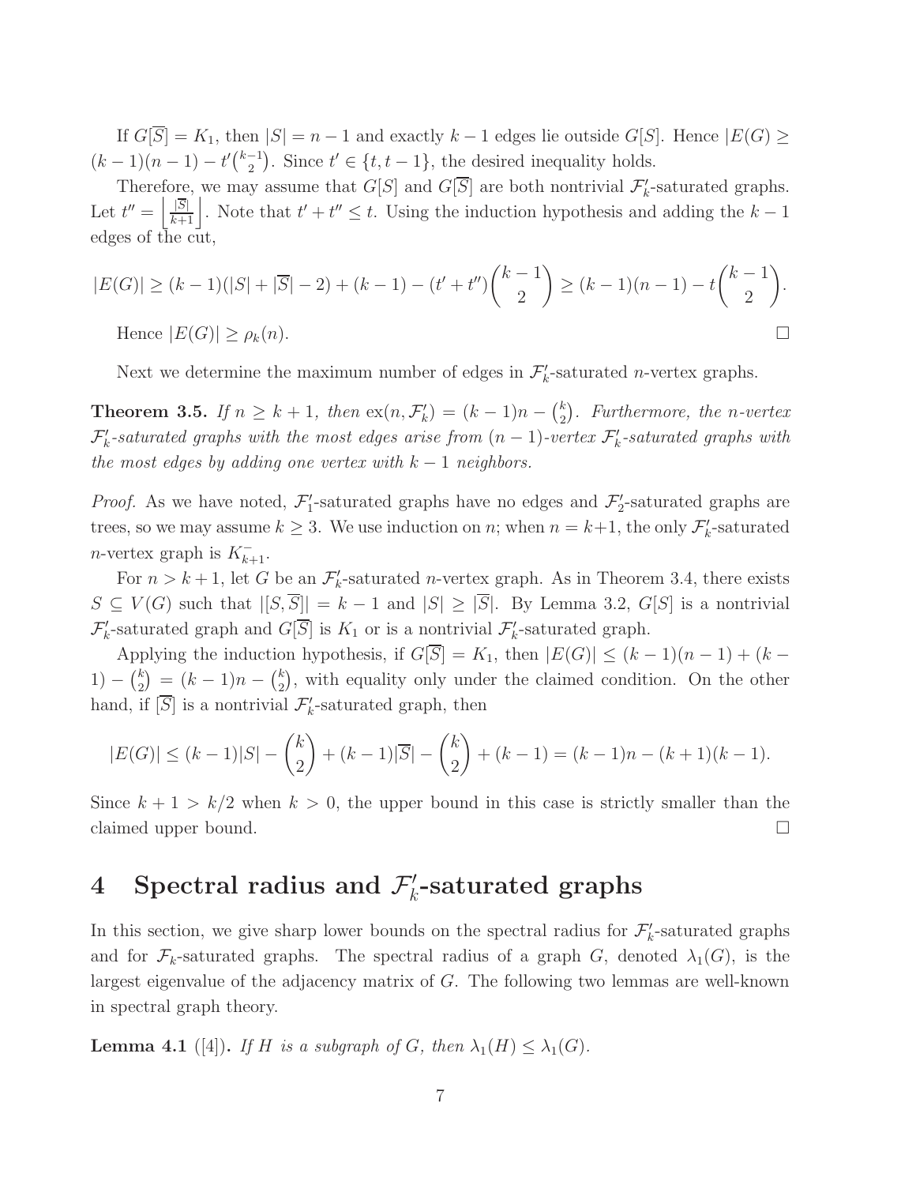If $G[\overline{S}] = K_1$, then $|S| = n-1$ and exactly $k-1$ edges lie outside $G[S]$. Hence $|E(G) \geq (k-1)(n-1) - t'\binom{k-1}{2}$. Since $t' \in \{t, t-1\}$, the desired inequality holds.

Therefore, we may assume that $G[S]$ and $G[\overline{S}]$ are both nontrivial $\mathcal{F}'_k$-saturated graphs. Let $t'' = \left\lfloor \frac{|\overline{S}|}{k+1} \right\rfloor$. Note that $t' + t'' \leq t$. Using the induction hypothesis and adding the $k-1$ edges of the cut,

$$|E(G)| \geq (k-1)(|S| + |\overline{S}| - 2) + (k-1) - (t' + t'')\binom{k-1}{2} \geq (k-1)(n-1) - t\binom{k-1}{2}.$$

Hence $|E(G)| \geq \rho_k(n)$. $\square$

Next we determine the maximum number of edges in $\mathcal{F}'_k$-saturated $n$-vertex graphs.

**Theorem 3.5.** *If $n \geq k+1$, then $\mathrm{ex}(n, \mathcal{F}'_k) = (k-1)n - \binom{k}{2}$. Furthermore, the $n$-vertex $\mathcal{F}'_k$-saturated graphs with the most edges arise from $(n-1)$-vertex $\mathcal{F}'_k$-saturated graphs with the most edges by adding one vertex with $k-1$ neighbors.*

*Proof.* As we have noted, $\mathcal{F}'_1$-saturated graphs have no edges and $\mathcal{F}'_2$-saturated graphs are trees, so we may assume $k \geq 3$. We use induction on $n$; when $n = k+1$, the only $\mathcal{F}'_k$-saturated $n$-vertex graph is $K^-_{k+1}$.

For $n > k+1$, let $G$ be an $\mathcal{F}'_k$-saturated $n$-vertex graph. As in Theorem 3.4, there exists $S \subseteq V(G)$ such that $|[S, \overline{S}]| = k-1$ and $|S| \geq |\overline{S}|$. By Lemma 3.2, $G[S]$ is a nontrivial $\mathcal{F}'_k$-saturated graph and $G[\overline{S}]$ is $K_1$ or is a nontrivial $\mathcal{F}'_k$-saturated graph.

Applying the induction hypothesis, if $G[\overline{S}] = K_1$, then $|E(G)| \leq (k-1)(n-1) + (k-1) - \binom{k}{2} = (k-1)n - \binom{k}{2}$, with equality only under the claimed condition. On the other hand, if $[\overline{S}]$ is a nontrivial $\mathcal{F}'_k$-saturated graph, then

$$|E(G)| \leq (k-1)|S| - \binom{k}{2} + (k-1)|\overline{S}| - \binom{k}{2} + (k-1) = (k-1)n - (k+1)(k-1).$$

Since $k+1 > k/2$ when $k > 0$, the upper bound in this case is strictly smaller than the claimed upper bound. $\square$

# 4 Spectral radius and $\mathcal{F}'_k$-saturated graphs

In this section, we give sharp lower bounds on the spectral radius for $\mathcal{F}'_k$-saturated graphs and for $\mathcal{F}_k$-saturated graphs. The spectral radius of a graph $G$, denoted $\lambda_1(G)$, is the largest eigenvalue of the adjacency matrix of $G$. The following two lemmas are well-known in spectral graph theory.

**Lemma 4.1** ([4]). *If $H$ is a subgraph of $G$, then $\lambda_1(H) \leq \lambda_1(G)$.*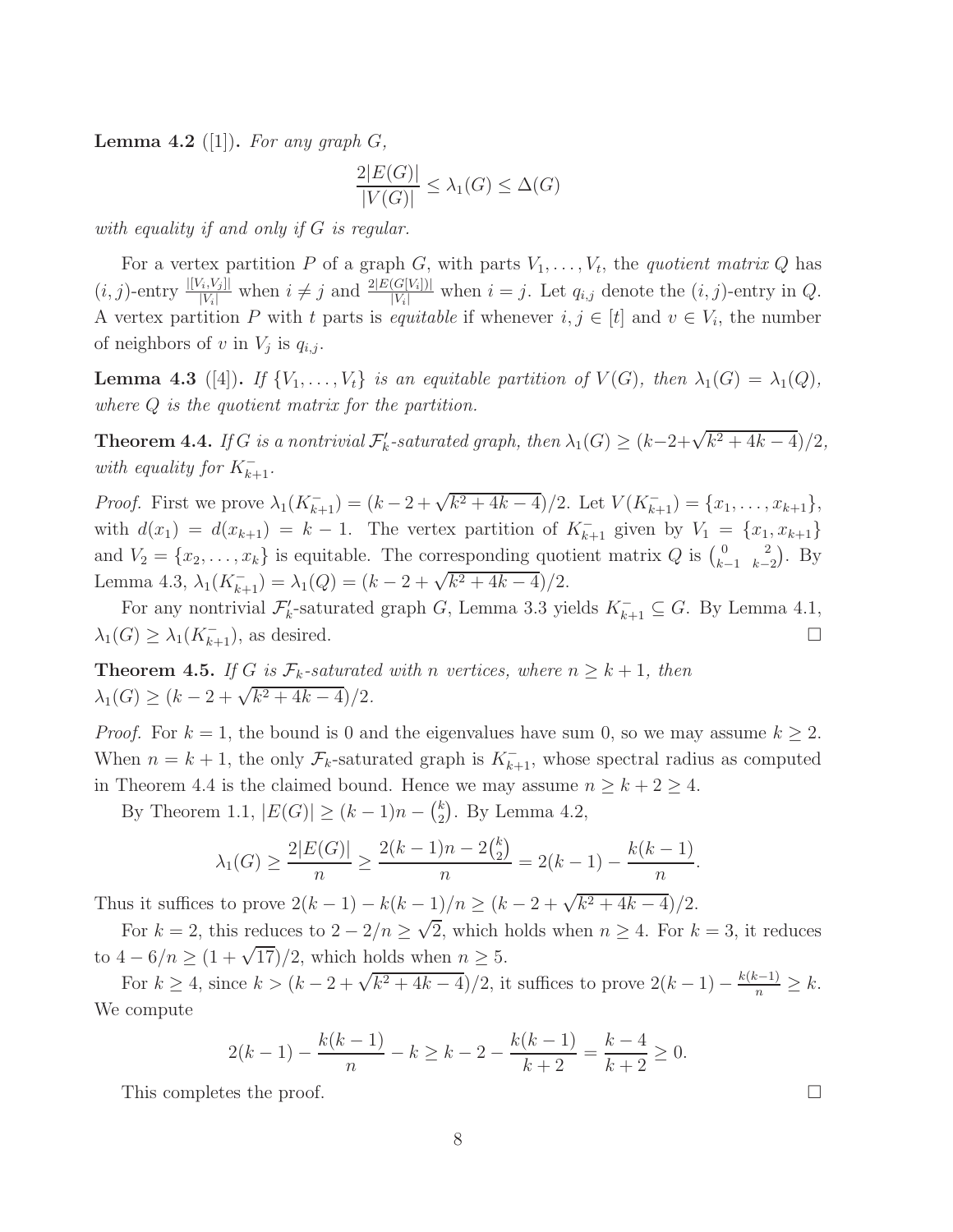**Lemma 4.2** ([1])**.** *For any graph $G$,*

$$\frac{2|E(G)|}{|V(G)|} \le \lambda_1(G) \le \Delta(G)$$

*with equality if and only if $G$ is regular.*

For a vertex partition $P$ of a graph $G$, with parts $V_1, \dots, V_t$, the *quotient matrix* $Q$ has $(i,j)$-entry $\frac{|[V_i,V_j]|}{|V_i|}$ when $i \ne j$ and $\frac{2|E(G[V_i])|}{|V_i|}$ when $i = j$. Let $q_{i,j}$ denote the $(i,j)$-entry in $Q$. A vertex partition $P$ with $t$ parts is *equitable* if whenever $i, j \in [t]$ and $v \in V_i$, the number of neighbors of $v$ in $V_j$ is $q_{i,j}$.

**Lemma 4.3** ([4])**.** *If $\{V_1, \dots, V_t\}$ is an equitable partition of $V(G)$, then $\lambda_1(G) = \lambda_1(Q)$, where $Q$ is the quotient matrix for the partition.*

**Theorem 4.4.** *If $G$ is a nontrivial $\mathcal{F}'_k$-saturated graph, then $\lambda_1(G) \ge (k-2+\sqrt{k^2+4k-4})/2$, with equality for $K_{k+1}^-$.*

*Proof.* First we prove $\lambda_1(K_{k+1}^-) = (k-2+\sqrt{k^2+4k-4})/2$. Let $V(K_{k+1}^-) = \{x_1, \dots, x_{k+1}\}$, with $d(x_1) = d(x_{k+1}) = k-1$. The vertex partition of $K_{k+1}^-$ given by $V_1 = \{x_1, x_{k+1}\}$ and $V_2 = \{x_2, \dots, x_k\}$ is equitable. The corresponding quotient matrix $Q$ is $\binom{0 \quad 2}{k-1 \quad k-2}$. By Lemma 4.3, $\lambda_1(K_{k+1}^-) = \lambda_1(Q) = (k-2+\sqrt{k^2+4k-4})/2$.

For any nontrivial $\mathcal{F}'_k$-saturated graph $G$, Lemma 3.3 yields $K_{k+1}^- \subseteq G$. By Lemma 4.1, $\lambda_1(G) \ge \lambda_1(K_{k+1}^-)$, as desired. $\square$

**Theorem 4.5.** *If $G$ is $\mathcal{F}_k$-saturated with $n$ vertices, where $n \ge k+1$, then $\lambda_1(G) \ge (k-2+\sqrt{k^2+4k-4})/2$.*

*Proof.* For $k = 1$, the bound is 0 and the eigenvalues have sum 0, so we may assume $k \ge 2$. When $n = k+1$, the only $\mathcal{F}_k$-saturated graph is $K_{k+1}^-$, whose spectral radius as computed in Theorem 4.4 is the claimed bound. Hence we may assume $n \ge k+2 \ge 4$.

By Theorem 1.1, $|E(G)| \ge (k-1)n - \binom{k}{2}$. By Lemma 4.2,

$$\lambda_1(G) \ge \frac{2|E(G)|}{n} \ge \frac{2(k-1)n - 2\binom{k}{2}}{n} = 2(k-1) - \frac{k(k-1)}{n}.$$

Thus it suffices to prove $2(k-1) - k(k-1)/n \ge (k-2+\sqrt{k^2+4k-4})/2$.

For $k = 2$, this reduces to $2 - 2/n \ge \sqrt{2}$, which holds when $n \ge 4$. For $k = 3$, it reduces to $4 - 6/n \ge (1+\sqrt{17})/2$, which holds when $n \ge 5$.

For $k \ge 4$, since $k > (k-2+\sqrt{k^2+4k-4})/2$, it suffices to prove $2(k-1) - \frac{k(k-1)}{n} \ge k$. We compute

$$2(k-1) - \frac{k(k-1)}{n} - k \ge k - 2 - \frac{k(k-1)}{k+2} = \frac{k-4}{k+2} \ge 0.$$

This completes the proof. $\square$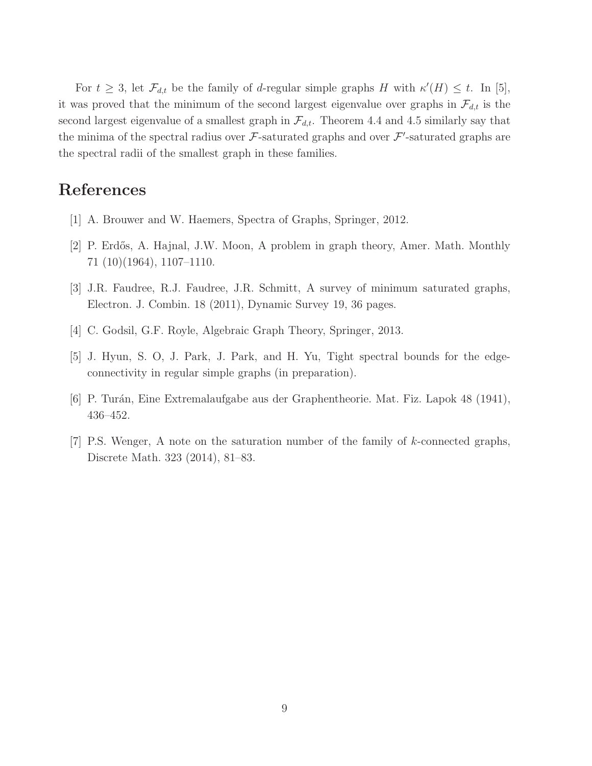For $t \geq 3$, let $\mathcal{F}_{d,t}$ be the family of $d$-regular simple graphs $H$ with $\kappa'(H) \leq t$. In [5], it was proved that the minimum of the second largest eigenvalue over graphs in $\mathcal{F}_{d,t}$ is the second largest eigenvalue of a smallest graph in $\mathcal{F}_{d,t}$. Theorem 4.4 and 4.5 similarly say that the minima of the spectral radius over $\mathcal{F}$-saturated graphs and over $\mathcal{F}'$-saturated graphs are the spectral radii of the smallest graph in these families.

## References

[1] A. Brouwer and W. Haemers, Spectra of Graphs, Springer, 2012.

[2] P. Erdős, A. Hajnal, J.W. Moon, A problem in graph theory, Amer. Math. Monthly 71 (10)(1964), 1107–1110.

[3] J.R. Faudree, R.J. Faudree, J.R. Schmitt, A survey of minimum saturated graphs, Electron. J. Combin. 18 (2011), Dynamic Survey 19, 36 pages.

[4] C. Godsil, G.F. Royle, Algebraic Graph Theory, Springer, 2013.

[5] J. Hyun, S. O, J. Park, J. Park, and H. Yu, Tight spectral bounds for the edge-connectivity in regular simple graphs (in preparation).

[6] P. Turán, Eine Extremalaufgabe aus der Graphentheorie. Mat. Fiz. Lapok 48 (1941), 436–452.

[7] P.S. Wenger, A note on the saturation number of the family of $k$-connected graphs, Discrete Math. 323 (2014), 81–83.